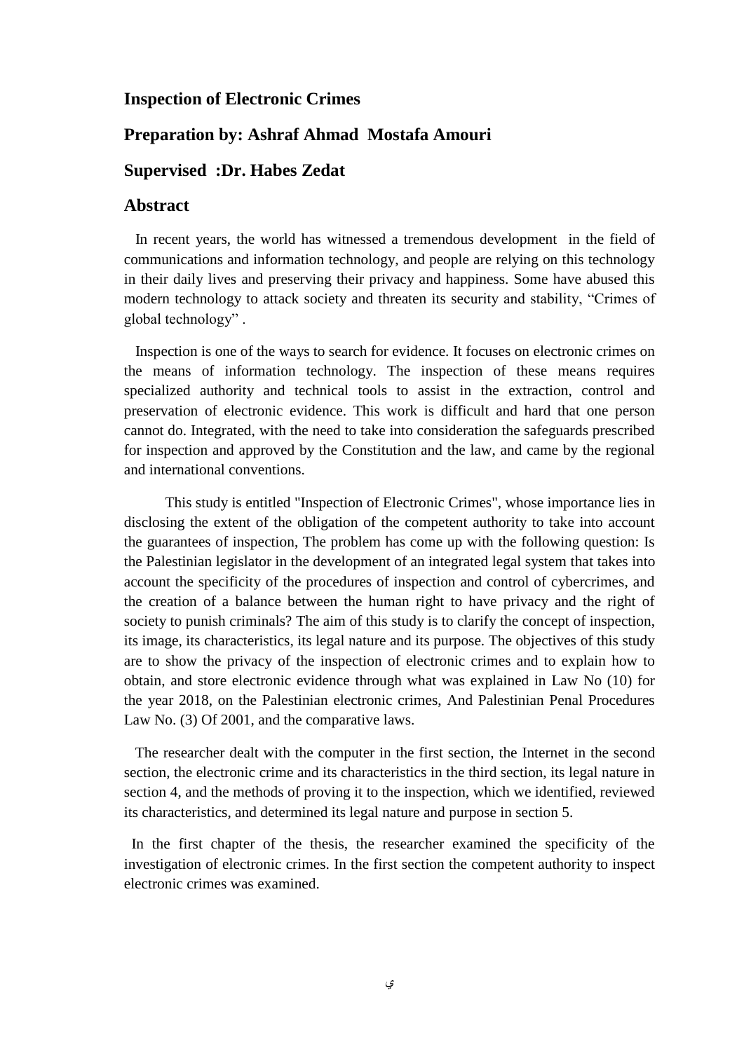## Inspection of Electronic Crimes

## Preparation by: Ashraf Ahmad Mostafa Amouri

## Supervised :Dr. Habes Zedat

## Abstract

In recent years, the world has witnessed a tremendous development in the field of communications and information technology, and people are relying on this technology in their daily lives and preserving their privacy and happiness. Some have abused this modern technology to attack society and threaten its security and stability, "Crimes of global technology" .

Inspection is one of the ways to search for evidence. It focuses on electronic crimes on the means of information technology. The inspection of these means requires specialized authority and technical tools to assist in the extraction, control and preservation of electronic evidence. This work is difficult and hard that one person cannot do. Integrated, with the need to take into consideration the safeguards prescribed for inspection and approved by the Constitution and the law, and came by the regional and international conventions.

This study is entitled "Inspection of Electronic Crimes", whose importance lies in disclosing the extent of the obligation of the competent authority to take into account the guarantees of inspection, The problem has come up with the following question: Is the Palestinian legislator in the development of an integrated legal system that takes into account the specificity of the procedures of inspection and control of cybercrimes, and the creation of a balance between the human right to have privacy and the right of society to punish criminals? The aim of this study is to clarify the concept of inspection, its image, its characteristics, its legal nature and its purpose. The objectives of this study are to show the privacy of the inspection of electronic crimes and to explain how to obtain, and store electronic evidence through what was explained in Law No (10) for the year 2018, on the Palestinian electronic crimes, And Palestinian Penal Procedures Law No. (3) Of 2001, and the comparative laws.

The researcher dealt with the computer in the first section, the Internet in the second section, the electronic crime and its characteristics in the third section, its legal nature in section 4, and the methods of proving it to the inspection, which we identified, reviewed its characteristics, and determined its legal nature and purpose in section 5.

In the first chapter of the thesis, the researcher examined the specificity of the investigation of electronic crimes. In the first section the competent authority to inspect electronic crimes was examined.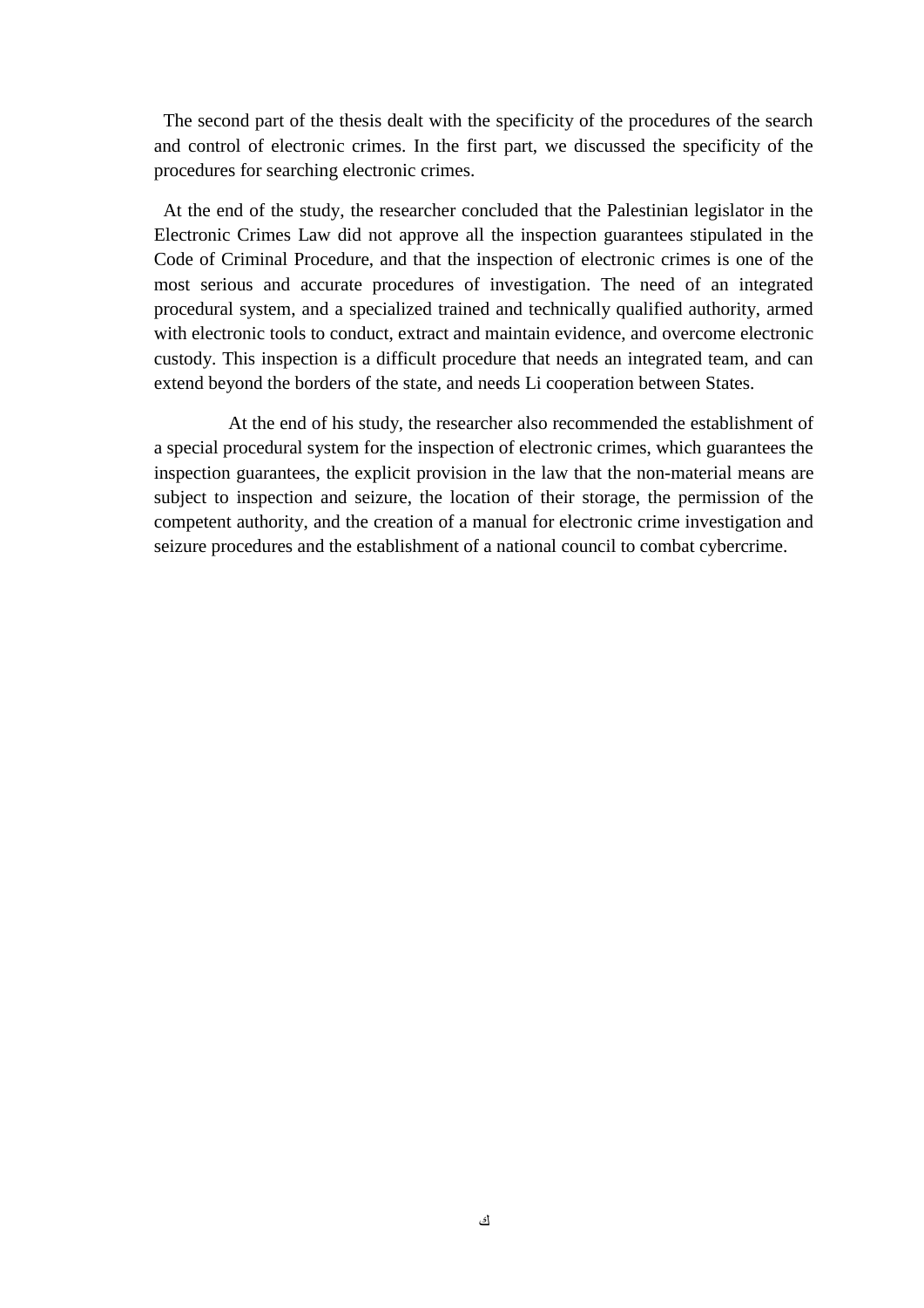The second part of the thesis dealt with the specificity of the procedures of the search and control of electronic crimes. In the first part, we discussed the specificity of the procedures for searching electronic crimes.

At the end of the study, the researcher concluded that the Palestinian legislator in the Electronic Crimes Law did not approve all the inspection guarantees stipulated in the Code of Criminal Procedure, and that the inspection of electronic crimes is one of the most serious and accurate procedures of investigation. The need of an integrated procedural system, and a specialized trained and technically qualified authority, armed with electronic tools to conduct, extract and maintain evidence, and overcome electronic custody. This inspection is a difficult procedure that needs an integrated team, and can extend beyond the borders of the state, and needs Li cooperation between States.

At the end of his study, the researcher also recommended the establishment of a special procedural system for the inspection of electronic crimes, which guarantees the inspection guarantees, the explicit provision in the law that the non-material means are subject to inspection and seizure, the location of their storage, the permission of the competent authority, and the creation of a manual for electronic crime investigation and seizure procedures and the establishment of a national council to combat cybercrime.